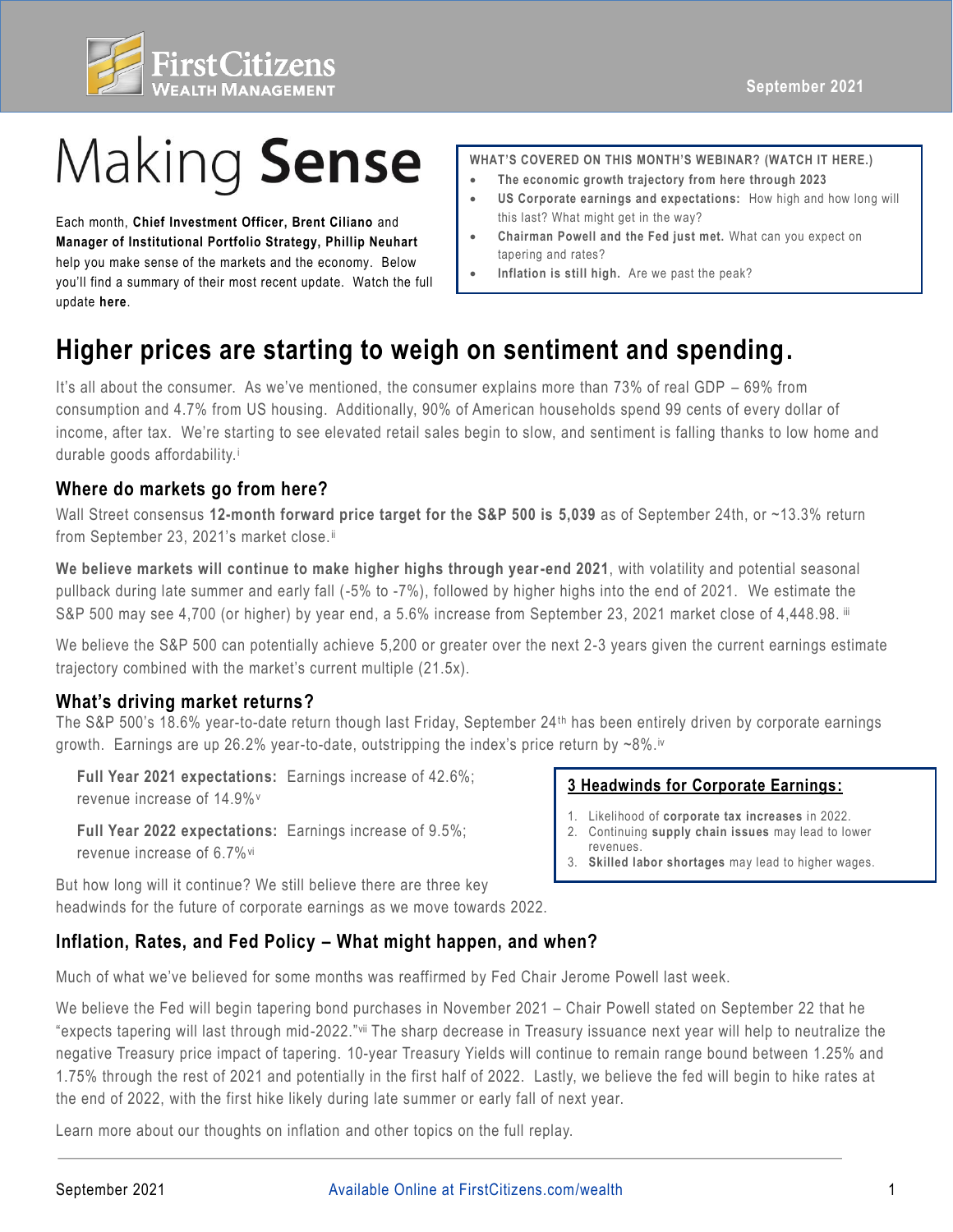First Citizens Wealth Management

September 2021

# Making **Sense**

Each month, **Chief Investment Officer, Brent Ciliano** and **Manager of Institutional Portfolio Strategy, Phillip Neuhart** help you make sense of the markets and the economy. Below you'll find a summary of their most recent update. Watch the full update **here**.

**WHAT'S COVERED ON THIS MONTH'S WEBINAR? (WATCH IT HERE.)**

- **The economic growth trajectory from here through 2023**
- **US Corporate earnings and expectations:** How high and how long will this last? What might get in the way?
- **Chairman Powell and the Fed just met.** What can you expect on tapering and rates?
- **Inflation is still high.** Are we past the peak?

## Higher prices are starting to weigh on sentiment and spending.

It's all about the consumer. As we've mentioned, the consumer explains more than 73% of real GDP – 69% from consumption and 4.7% from US housing. Additionally, 90% of American households spend 99 cents of every dollar of income, after tax. We're starting to see elevated retail sales begin to slow, and sentiment is falling thanks to low home and durable goods affordability.[i]

### Where do markets go from here?

Wall Street consensus **12-month forward price target for the S&P 500 is 5,039** as of September 24th, or ~13.3% return from September 23, 2021's market close.[ii]

**We believe markets will continue to make higher highs through year-end 2021**, with volatility and potential seasonal pullback during late summer and early fall (-5% to -7%), followed by higher highs into the end of 2021. We estimate the S&P 500 may see 4,700 (or higher) by year end, a 5.6% increase from September 23, 2021 market close of 4,448.98.[iii]

We believe the S&P 500 can potentially achieve 5,200 or greater over the next 2-3 years given the current earnings estimate trajectory combined with the market's current multiple (21.5x).

### What's driving market returns?

The S&P 500's 18.6% year-to-date return though last Friday, September 24th has been entirely driven by corporate earnings growth. Earnings are up 26.2% year-to-date, outstripping the index's price return by ~8%.[iv]

**Full Year 2021 expectations:** Earnings increase of 42.6%; revenue increase of 14.9%[v]

**Full Year 2022 expectations:** Earnings increase of 9.5%; revenue increase of 6.7%[vi]

But how long will it continue? We still believe there are three key headwinds for the future of corporate earnings as we move towards 2022.

**3 Headwinds for Corporate Earnings:**

1. Likelihood of **corporate tax increases** in 2022.
2. Continuing **supply chain issues** may lead to lower revenues.
3. **Skilled labor shortages** may lead to higher wages.

### Inflation, Rates, and Fed Policy – What might happen, and when?

Much of what we've believed for some months was reaffirmed by Fed Chair Jerome Powell last week.

We believe the Fed will begin tapering bond purchases in November 2021 – Chair Powell stated on September 22 that he "expects tapering will last through mid-2022."[vii] The sharp decrease in Treasury issuance next year will help to neutralize the negative Treasury price impact of tapering. 10-year Treasury Yields will continue to remain range bound between 1.25% and 1.75% through the rest of 2021 and potentially in the first half of 2022. Lastly, we believe the fed will begin to hike rates at the end of 2022, with the first hike likely during late summer or early fall of next year.

Learn more about our thoughts on inflation and other topics on the full replay.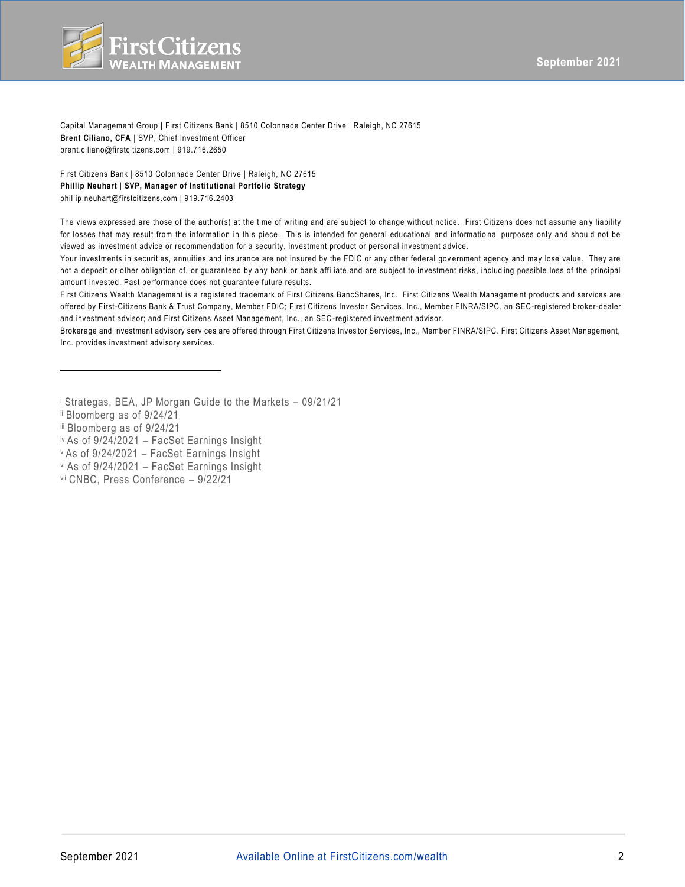Capital Management Group | First Citizens Bank | 8510 Colonnade Center Drive | Raleigh, NC 27615
**Brent Ciliano, CFA** | SVP, Chief Investment Officer
brent.ciliano@firstcitizens.com | 919.716.2650

First Citizens Bank | 8510 Colonnade Center Drive | Raleigh, NC 27615
**Phillip Neuhart | SVP, Manager of Institutional Portfolio Strategy**
phillip.neuhart@firstcitizens.com | 919.716.2403

The views expressed are those of the author(s) at the time of writing and are subject to change without notice. First Citizens does not assume any liability for losses that may result from the information in this piece. This is intended for general educational and informational purposes only and should not be viewed as investment advice or recommendation for a security, investment product or personal investment advice.

Your investments in securities, annuities and insurance are not insured by the FDIC or any other federal government agency and may lose value. They are not a deposit or other obligation of, or guaranteed by any bank or bank affiliate and are subject to investment risks, including possible loss of the principal amount invested. Past performance does not guarantee future results.

First Citizens Wealth Management is a registered trademark of First Citizens BancShares, Inc. First Citizens Wealth Management products and services are offered by First-Citizens Bank & Trust Company, Member FDIC; First Citizens Investor Services, Inc., Member FINRA/SIPC, an SEC-registered broker-dealer and investment advisor; and First Citizens Asset Management, Inc., an SEC-registered investment advisor.

Brokerage and investment advisory services are offered through First Citizens Investor Services, Inc., Member FINRA/SIPC. First Citizens Asset Management, Inc. provides investment advisory services.

---

[i] Strategas, BEA, JP Morgan Guide to the Markets – 09/21/21
[ii] Bloomberg as of 9/24/21
[iii] Bloomberg as of 9/24/21
[iv] As of 9/24/2021 – FacSet Earnings Insight
[v] As of 9/24/2021 – FacSet Earnings Insight
[vi] As of 9/24/2021 – FacSet Earnings Insight
[vii] CNBC, Press Conference – 9/22/21